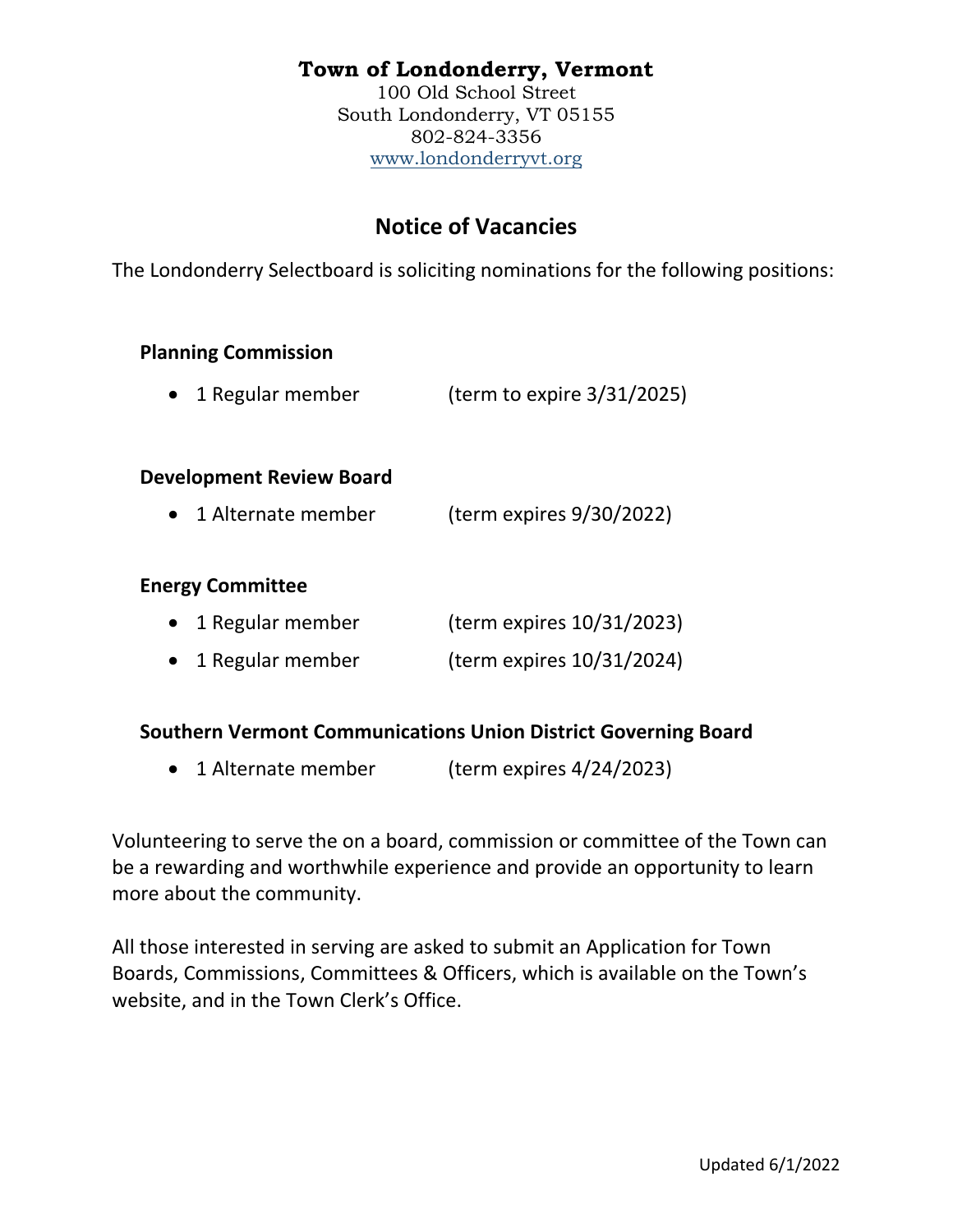**Town of Londonderry, Vermont**
100 Old School Street
South Londonderry, VT 05155
802-824-3356
www.londonderryvt.org

# Notice of Vacancies

The Londonderry Selectboard is soliciting nominations for the following positions:

### Planning Commission

- 1 Regular member (term to expire 3/31/2025)

### Development Review Board

- 1 Alternate member (term expires 9/30/2022)

### Energy Committee

- 1 Regular member (term expires 10/31/2023)
- 1 Regular member (term expires 10/31/2024)

### Southern Vermont Communications Union District Governing Board

- 1 Alternate member (term expires 4/24/2023)

Volunteering to serve the on a board, commission or committee of the Town can be a rewarding and worthwhile experience and provide an opportunity to learn more about the community.

All those interested in serving are asked to submit an Application for Town Boards, Commissions, Committees & Officers, which is available on the Town's website, and in the Town Clerk's Office.

Updated 6/1/2022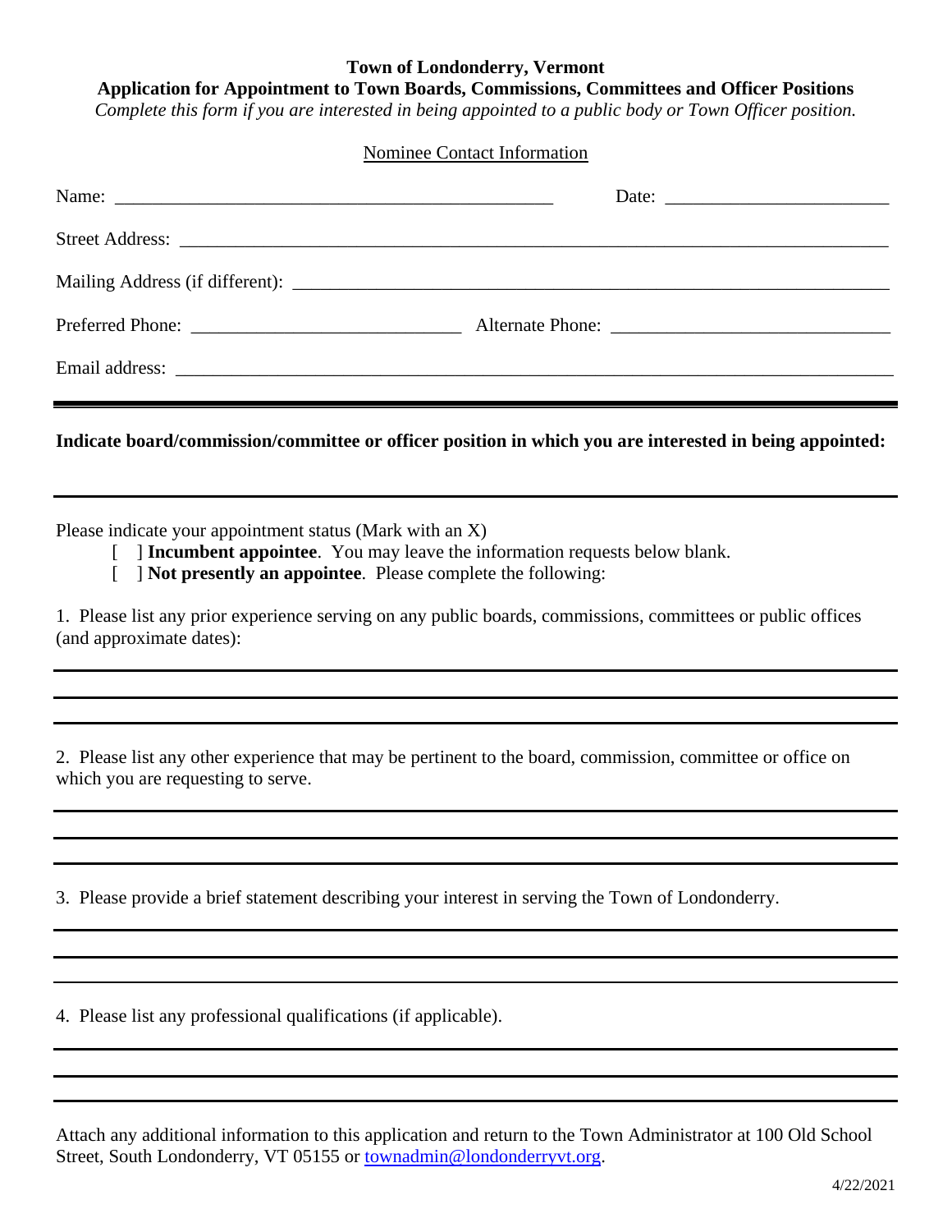**Town of Londonderry, Vermont**

**Application for Appointment to Town Boards, Commissions, Committees and Officer Positions**

*Complete this form if you are interested in being appointed to a public body or Town Officer position.*

Nominee Contact Information

Name: _______________________________________________ Date: ________________________

Street Address: ______________________________________________________________________________

Mailing Address (if different): ________________________________________________________________

Preferred Phone: ____________________________ Alternate Phone: ______________________________

Email address: _______________________________________________________________________________

---

**Indicate board/commission/committee or officer position in which you are interested in being appointed:**

---

Please indicate your appointment status (Mark with an X)

[ ] **Incumbent appointee**. You may leave the information requests below blank.

[ ] **Not presently an appointee**. Please complete the following:

1. Please list any prior experience serving on any public boards, commissions, committees or public offices (and approximate dates):

---

---

---

2. Please list any other experience that may be pertinent to the board, commission, committee or office on which you are requesting to serve.

---

---

---

3. Please provide a brief statement describing your interest in serving the Town of Londonderry.

---

---

---

4. Please list any professional qualifications (if applicable).

---

---

---

Attach any additional information to this application and return to the Town Administrator at 100 Old School Street, South Londonderry, VT 05155 or townadmin@londonderryvt.org.

4/22/2021